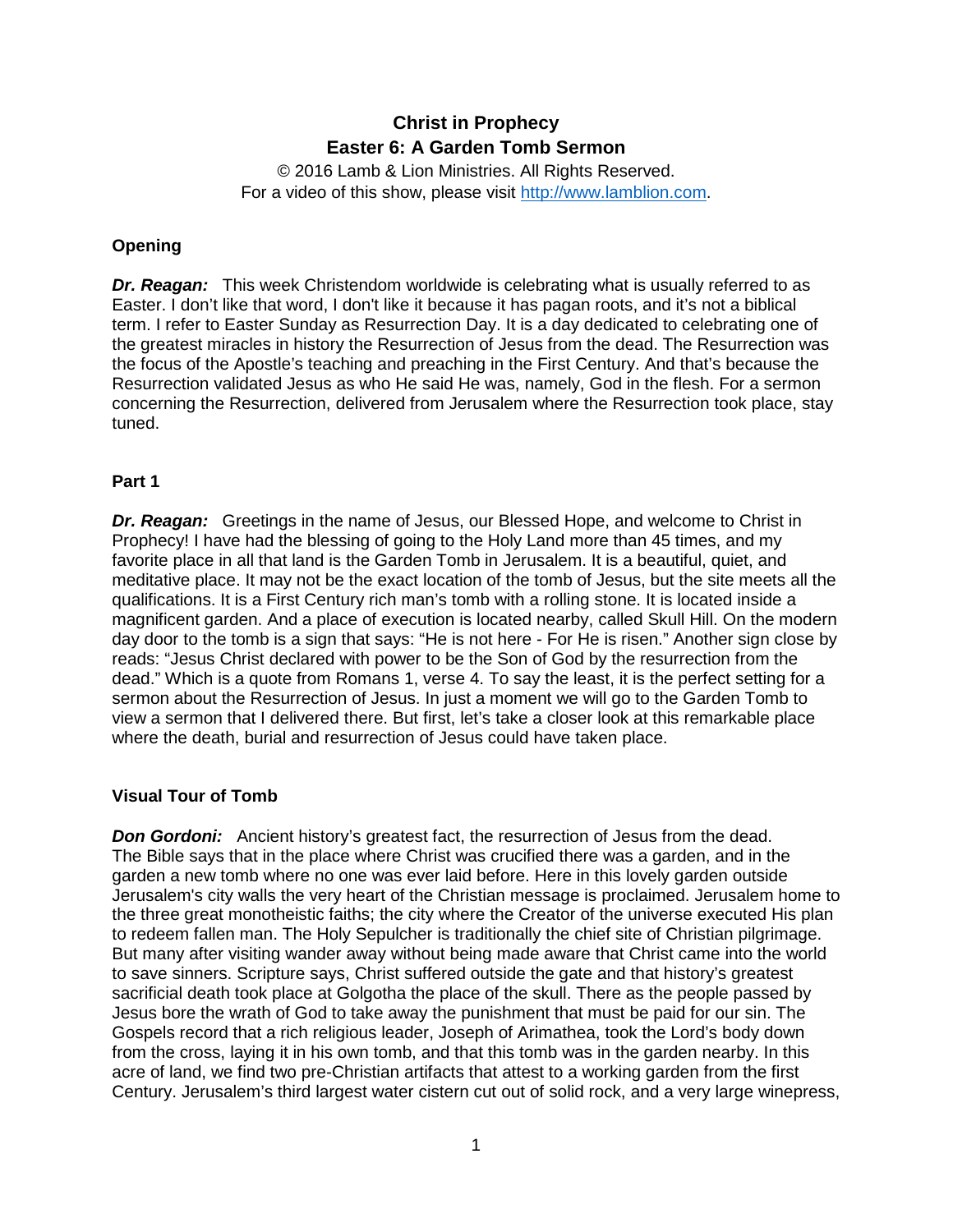# Christ in Prophecy
## Easter 6: A Garden Tomb Sermon

© 2016 Lamb & Lion Ministries. All Rights Reserved.
For a video of this show, please visit http://www.lamblion.com.

### Opening

***Dr. Reagan:*** This week Christendom worldwide is celebrating what is usually referred to as Easter. I don't like that word, I don't like it because it has pagan roots, and it's not a biblical term. I refer to Easter Sunday as Resurrection Day. It is a day dedicated to celebrating one of the greatest miracles in history the Resurrection of Jesus from the dead. The Resurrection was the focus of the Apostle's teaching and preaching in the First Century. And that's because the Resurrection validated Jesus as who He said He was, namely, God in the flesh. For a sermon concerning the Resurrection, delivered from Jerusalem where the Resurrection took place, stay tuned.

### Part 1

***Dr. Reagan:*** Greetings in the name of Jesus, our Blessed Hope, and welcome to Christ in Prophecy! I have had the blessing of going to the Holy Land more than 45 times, and my favorite place in all that land is the Garden Tomb in Jerusalem. It is a beautiful, quiet, and meditative place. It may not be the exact location of the tomb of Jesus, but the site meets all the qualifications. It is a First Century rich man's tomb with a rolling stone. It is located inside a magnificent garden. And a place of execution is located nearby, called Skull Hill. On the modern day door to the tomb is a sign that says: "He is not here - For He is risen." Another sign close by reads: "Jesus Christ declared with power to be the Son of God by the resurrection from the dead." Which is a quote from Romans 1, verse 4. To say the least, it is the perfect setting for a sermon about the Resurrection of Jesus. In just a moment we will go to the Garden Tomb to view a sermon that I delivered there. But first, let's take a closer look at this remarkable place where the death, burial and resurrection of Jesus could have taken place.

### Visual Tour of Tomb

***Don Gordoni:*** Ancient history's greatest fact, the resurrection of Jesus from the dead. The Bible says that in the place where Christ was crucified there was a garden, and in the garden a new tomb where no one was ever laid before. Here in this lovely garden outside Jerusalem's city walls the very heart of the Christian message is proclaimed. Jerusalem home to the three great monotheistic faiths; the city where the Creator of the universe executed His plan to redeem fallen man. The Holy Sepulcher is traditionally the chief site of Christian pilgrimage. But many after visiting wander away without being made aware that Christ came into the world to save sinners. Scripture says, Christ suffered outside the gate and that history's greatest sacrificial death took place at Golgotha the place of the skull. There as the people passed by Jesus bore the wrath of God to take away the punishment that must be paid for our sin. The Gospels record that a rich religious leader, Joseph of Arimathea, took the Lord's body down from the cross, laying it in his own tomb, and that this tomb was in the garden nearby. In this acre of land, we find two pre-Christian artifacts that attest to a working garden from the first Century. Jerusalem's third largest water cistern cut out of solid rock, and a very large winepress,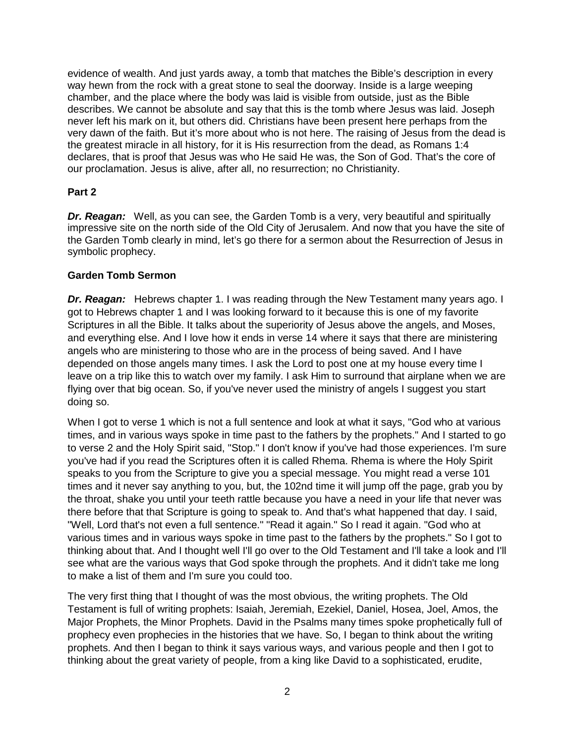evidence of wealth. And just yards away, a tomb that matches the Bible's description in every way hewn from the rock with a great stone to seal the doorway. Inside is a large weeping chamber, and the place where the body was laid is visible from outside, just as the Bible describes. We cannot be absolute and say that this is the tomb where Jesus was laid. Joseph never left his mark on it, but others did. Christians have been present here perhaps from the very dawn of the faith. But it's more about who is not here. The raising of Jesus from the dead is the greatest miracle in all history, for it is His resurrection from the dead, as Romans 1:4 declares, that is proof that Jesus was who He said He was, the Son of God. That's the core of our proclamation. Jesus is alive, after all, no resurrection; no Christianity.

**Part 2**

***Dr. Reagan:*** Well, as you can see, the Garden Tomb is a very, very beautiful and spiritually impressive site on the north side of the Old City of Jerusalem. And now that you have the site of the Garden Tomb clearly in mind, let's go there for a sermon about the Resurrection of Jesus in symbolic prophecy.

**Garden Tomb Sermon**

***Dr. Reagan:*** Hebrews chapter 1. I was reading through the New Testament many years ago. I got to Hebrews chapter 1 and I was looking forward to it because this is one of my favorite Scriptures in all the Bible. It talks about the superiority of Jesus above the angels, and Moses, and everything else. And I love how it ends in verse 14 where it says that there are ministering angels who are ministering to those who are in the process of being saved. And I have depended on those angels many times. I ask the Lord to post one at my house every time I leave on a trip like this to watch over my family. I ask Him to surround that airplane when we are flying over that big ocean. So, if you've never used the ministry of angels I suggest you start doing so.

When I got to verse 1 which is not a full sentence and look at what it says, "God who at various times, and in various ways spoke in time past to the fathers by the prophets." And I started to go to verse 2 and the Holy Spirit said, "Stop." I don't know if you've had those experiences. I'm sure you've had if you read the Scriptures often it is called Rhema. Rhema is where the Holy Spirit speaks to you from the Scripture to give you a special message. You might read a verse 101 times and it never say anything to you, but, the 102nd time it will jump off the page, grab you by the throat, shake you until your teeth rattle because you have a need in your life that never was there before that that Scripture is going to speak to. And that's what happened that day. I said, "Well, Lord that's not even a full sentence." "Read it again." So I read it again. "God who at various times and in various ways spoke in time past to the fathers by the prophets." So I got to thinking about that. And I thought well I'll go over to the Old Testament and I'll take a look and I'll see what are the various ways that God spoke through the prophets. And it didn't take me long to make a list of them and I'm sure you could too.

The very first thing that I thought of was the most obvious, the writing prophets. The Old Testament is full of writing prophets: Isaiah, Jeremiah, Ezekiel, Daniel, Hosea, Joel, Amos, the Major Prophets, the Minor Prophets. David in the Psalms many times spoke prophetically full of prophecy even prophecies in the histories that we have. So, I began to think about the writing prophets. And then I began to think it says various ways, and various people and then I got to thinking about the great variety of people, from a king like David to a sophisticated, erudite,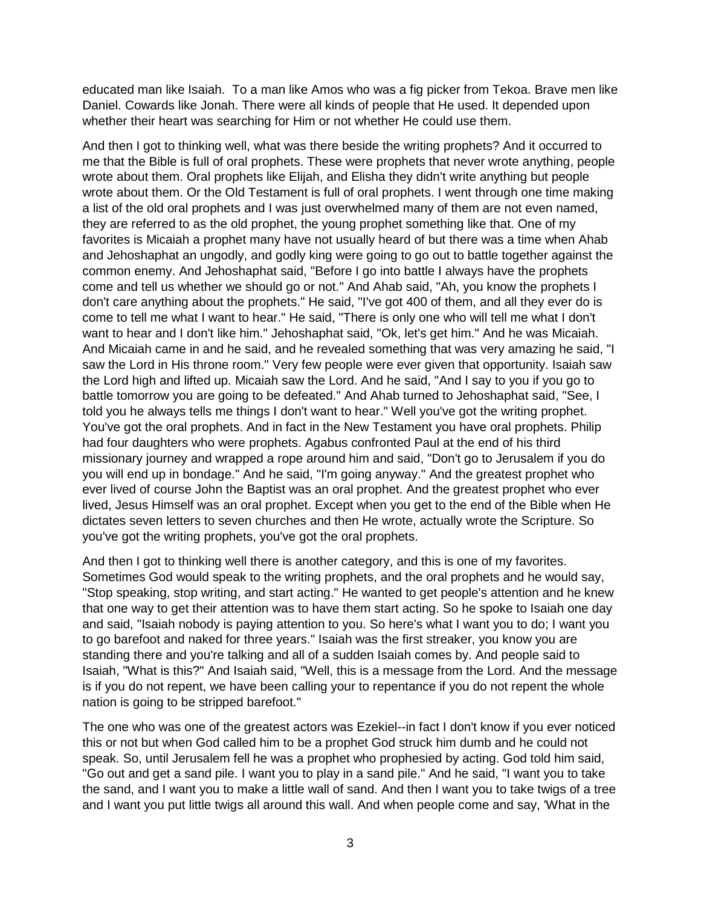educated man like Isaiah.  To a man like Amos who was a fig picker from Tekoa. Brave men like Daniel. Cowards like Jonah. There were all kinds of people that He used. It depended upon whether their heart was searching for Him or not whether He could use them.

And then I got to thinking well, what was there beside the writing prophets? And it occurred to me that the Bible is full of oral prophets. These were prophets that never wrote anything, people wrote about them. Oral prophets like Elijah, and Elisha they didn't write anything but people wrote about them. Or the Old Testament is full of oral prophets. I went through one time making a list of the old oral prophets and I was just overwhelmed many of them are not even named, they are referred to as the old prophet, the young prophet something like that. One of my favorites is Micaiah a prophet many have not usually heard of but there was a time when Ahab and Jehoshaphat an ungodly, and godly king were going to go out to battle together against the common enemy. And Jehoshaphat said, "Before I go into battle I always have the prophets come and tell us whether we should go or not." And Ahab said, "Ah, you know the prophets I don't care anything about the prophets." He said, "I've got 400 of them, and all they ever do is come to tell me what I want to hear." He said, "There is only one who will tell me what I don't want to hear and I don't like him." Jehoshaphat said, "Ok, let's get him." And he was Micaiah. And Micaiah came in and he said, and he revealed something that was very amazing he said, "I saw the Lord in His throne room." Very few people were ever given that opportunity. Isaiah saw the Lord high and lifted up. Micaiah saw the Lord. And he said, "And I say to you if you go to battle tomorrow you are going to be defeated." And Ahab turned to Jehoshaphat said, "See, I told you he always tells me things I don't want to hear." Well you've got the writing prophet. You've got the oral prophets. And in fact in the New Testament you have oral prophets. Philip had four daughters who were prophets. Agabus confronted Paul at the end of his third missionary journey and wrapped a rope around him and said, "Don't go to Jerusalem if you do you will end up in bondage." And he said, "I'm going anyway." And the greatest prophet who ever lived of course John the Baptist was an oral prophet. And the greatest prophet who ever lived, Jesus Himself was an oral prophet. Except when you get to the end of the Bible when He dictates seven letters to seven churches and then He wrote, actually wrote the Scripture. So you've got the writing prophets, you've got the oral prophets.

And then I got to thinking well there is another category, and this is one of my favorites. Sometimes God would speak to the writing prophets, and the oral prophets and he would say, "Stop speaking, stop writing, and start acting." He wanted to get people's attention and he knew that one way to get their attention was to have them start acting. So he spoke to Isaiah one day and said, "Isaiah nobody is paying attention to you. So here's what I want you to do; I want you to go barefoot and naked for three years." Isaiah was the first streaker, you know you are standing there and you're talking and all of a sudden Isaiah comes by. And people said to Isaiah, "What is this?" And Isaiah said, "Well, this is a message from the Lord. And the message is if you do not repent, we have been calling your to repentance if you do not repent the whole nation is going to be stripped barefoot."

The one who was one of the greatest actors was Ezekiel--in fact I don't know if you ever noticed this or not but when God called him to be a prophet God struck him dumb and he could not speak. So, until Jerusalem fell he was a prophet who prophesied by acting. God told him said, "Go out and get a sand pile. I want you to play in a sand pile." And he said, "I want you to take the sand, and I want you to make a little wall of sand. And then I want you to take twigs of a tree and I want you put little twigs all around this wall. And when people come and say, 'What in the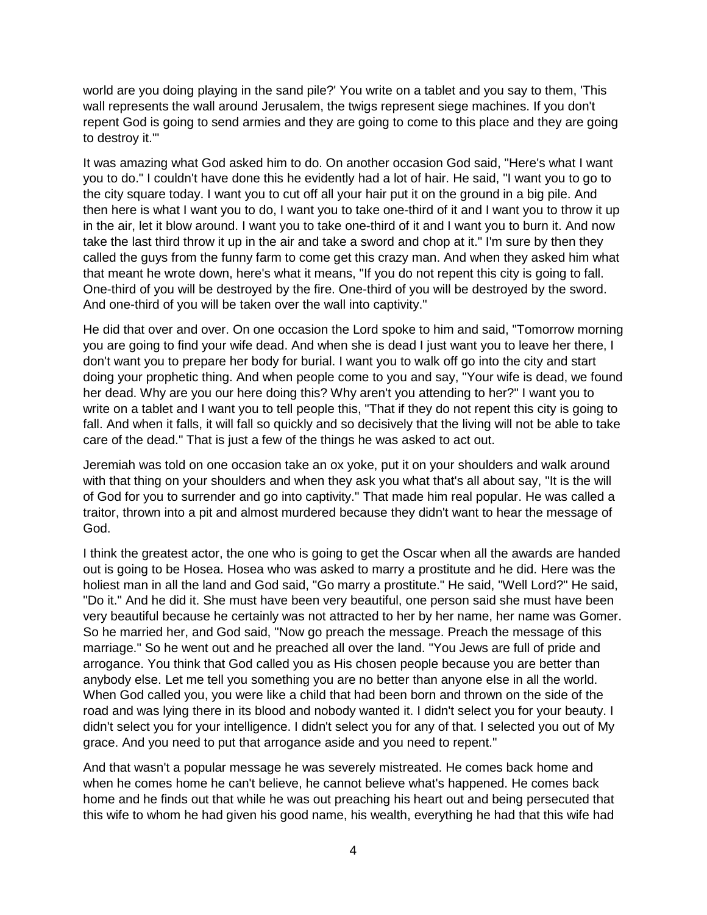world are you doing playing in the sand pile?' You write on a tablet and you say to them, 'This wall represents the wall around Jerusalem, the twigs represent siege machines. If you don't repent God is going to send armies and they are going to come to this place and they are going to destroy it.'"

It was amazing what God asked him to do. On another occasion God said, "Here's what I want you to do." I couldn't have done this he evidently had a lot of hair. He said, "I want you to go to the city square today. I want you to cut off all your hair put it on the ground in a big pile. And then here is what I want you to do, I want you to take one-third of it and I want you to throw it up in the air, let it blow around. I want you to take one-third of it and I want you to burn it. And now take the last third throw it up in the air and take a sword and chop at it." I'm sure by then they called the guys from the funny farm to come get this crazy man. And when they asked him what that meant he wrote down, here's what it means, "If you do not repent this city is going to fall. One-third of you will be destroyed by the fire. One-third of you will be destroyed by the sword. And one-third of you will be taken over the wall into captivity."

He did that over and over. On one occasion the Lord spoke to him and said, "Tomorrow morning you are going to find your wife dead. And when she is dead I just want you to leave her there, I don't want you to prepare her body for burial. I want you to walk off go into the city and start doing your prophetic thing. And when people come to you and say, "Your wife is dead, we found her dead. Why are you our here doing this? Why aren't you attending to her?" I want you to write on a tablet and I want you to tell people this, "That if they do not repent this city is going to fall. And when it falls, it will fall so quickly and so decisively that the living will not be able to take care of the dead." That is just a few of the things he was asked to act out.

Jeremiah was told on one occasion take an ox yoke, put it on your shoulders and walk around with that thing on your shoulders and when they ask you what that's all about say, "It is the will of God for you to surrender and go into captivity." That made him real popular. He was called a traitor, thrown into a pit and almost murdered because they didn't want to hear the message of God.

I think the greatest actor, the one who is going to get the Oscar when all the awards are handed out is going to be Hosea. Hosea who was asked to marry a prostitute and he did. Here was the holiest man in all the land and God said, "Go marry a prostitute." He said, "Well Lord?" He said, "Do it." And he did it. She must have been very beautiful, one person said she must have been very beautiful because he certainly was not attracted to her by her name, her name was Gomer. So he married her, and God said, "Now go preach the message. Preach the message of this marriage." So he went out and he preached all over the land. "You Jews are full of pride and arrogance. You think that God called you as His chosen people because you are better than anybody else. Let me tell you something you are no better than anyone else in all the world. When God called you, you were like a child that had been born and thrown on the side of the road and was lying there in its blood and nobody wanted it. I didn't select you for your beauty. I didn't select you for your intelligence. I didn't select you for any of that. I selected you out of My grace. And you need to put that arrogance aside and you need to repent."

And that wasn't a popular message he was severely mistreated. He comes back home and when he comes home he can't believe, he cannot believe what's happened. He comes back home and he finds out that while he was out preaching his heart out and being persecuted that this wife to whom he had given his good name, his wealth, everything he had that this wife had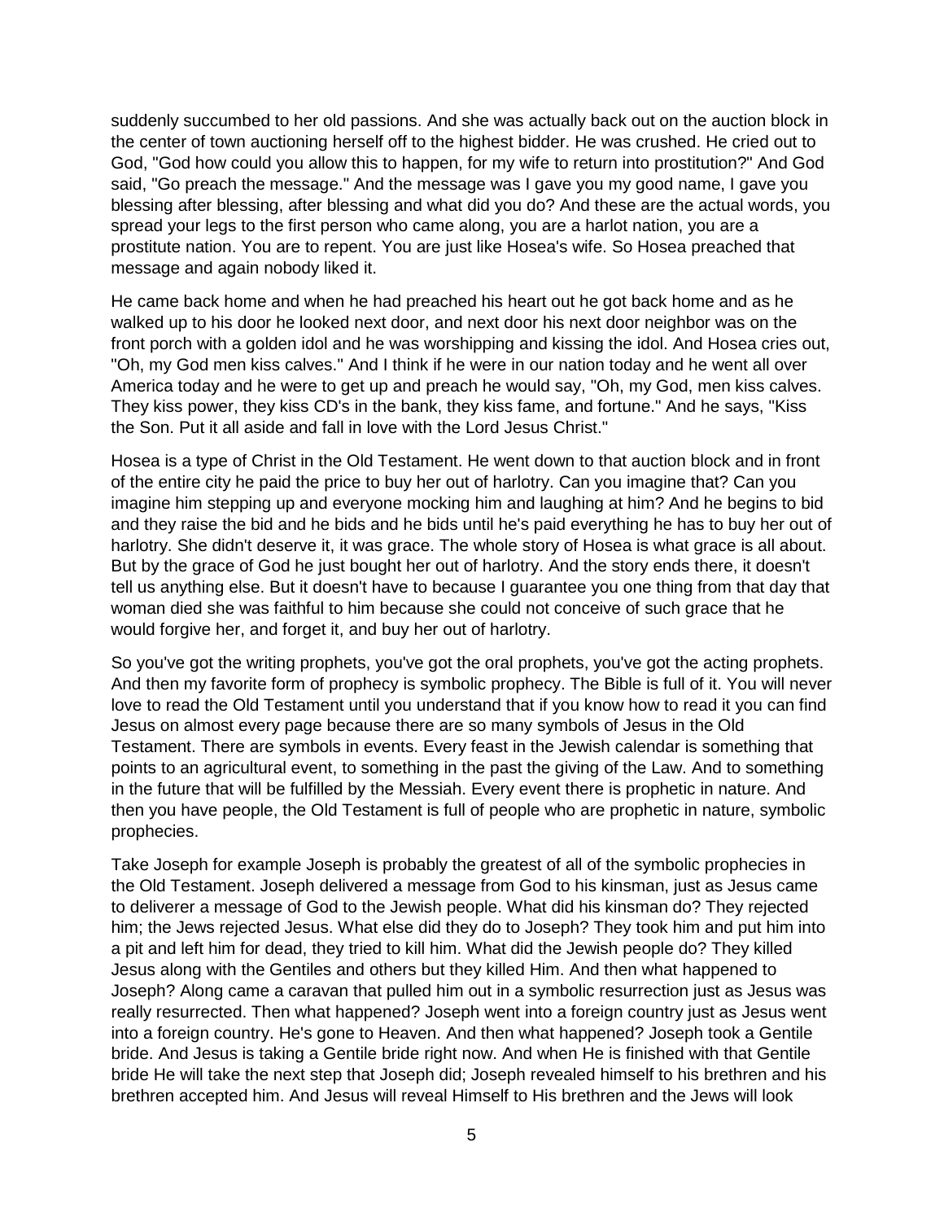suddenly succumbed to her old passions. And she was actually back out on the auction block in the center of town auctioning herself off to the highest bidder. He was crushed. He cried out to God, "God how could you allow this to happen, for my wife to return into prostitution?" And God said, "Go preach the message." And the message was I gave you my good name, I gave you blessing after blessing, after blessing and what did you do? And these are the actual words, you spread your legs to the first person who came along, you are a harlot nation, you are a prostitute nation. You are to repent. You are just like Hosea's wife. So Hosea preached that message and again nobody liked it.

He came back home and when he had preached his heart out he got back home and as he walked up to his door he looked next door, and next door his next door neighbor was on the front porch with a golden idol and he was worshipping and kissing the idol. And Hosea cries out, "Oh, my God men kiss calves." And I think if he were in our nation today and he went all over America today and he were to get up and preach he would say, "Oh, my God, men kiss calves. They kiss power, they kiss CD's in the bank, they kiss fame, and fortune." And he says, "Kiss the Son. Put it all aside and fall in love with the Lord Jesus Christ."

Hosea is a type of Christ in the Old Testament. He went down to that auction block and in front of the entire city he paid the price to buy her out of harlotry. Can you imagine that? Can you imagine him stepping up and everyone mocking him and laughing at him? And he begins to bid and they raise the bid and he bids and he bids until he's paid everything he has to buy her out of harlotry. She didn't deserve it, it was grace. The whole story of Hosea is what grace is all about. But by the grace of God he just bought her out of harlotry. And the story ends there, it doesn't tell us anything else. But it doesn't have to because I guarantee you one thing from that day that woman died she was faithful to him because she could not conceive of such grace that he would forgive her, and forget it, and buy her out of harlotry.

So you've got the writing prophets, you've got the oral prophets, you've got the acting prophets. And then my favorite form of prophecy is symbolic prophecy. The Bible is full of it. You will never love to read the Old Testament until you understand that if you know how to read it you can find Jesus on almost every page because there are so many symbols of Jesus in the Old Testament. There are symbols in events. Every feast in the Jewish calendar is something that points to an agricultural event, to something in the past the giving of the Law. And to something in the future that will be fulfilled by the Messiah. Every event there is prophetic in nature. And then you have people, the Old Testament is full of people who are prophetic in nature, symbolic prophecies.

Take Joseph for example Joseph is probably the greatest of all of the symbolic prophecies in the Old Testament. Joseph delivered a message from God to his kinsman, just as Jesus came to deliverer a message of God to the Jewish people. What did his kinsman do? They rejected him; the Jews rejected Jesus. What else did they do to Joseph? They took him and put him into a pit and left him for dead, they tried to kill him. What did the Jewish people do? They killed Jesus along with the Gentiles and others but they killed Him. And then what happened to Joseph? Along came a caravan that pulled him out in a symbolic resurrection just as Jesus was really resurrected. Then what happened? Joseph went into a foreign country just as Jesus went into a foreign country. He's gone to Heaven. And then what happened? Joseph took a Gentile bride. And Jesus is taking a Gentile bride right now. And when He is finished with that Gentile bride He will take the next step that Joseph did; Joseph revealed himself to his brethren and his brethren accepted him. And Jesus will reveal Himself to His brethren and the Jews will look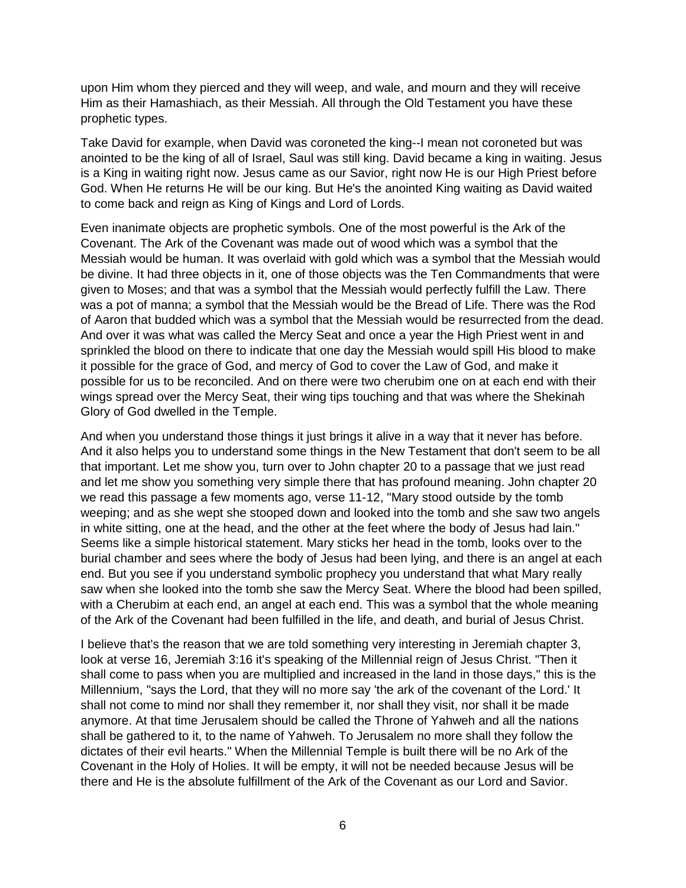upon Him whom they pierced and they will weep, and wale, and mourn and they will receive Him as their Hamashiach, as their Messiah. All through the Old Testament you have these prophetic types.

Take David for example, when David was coroneted the king--I mean not coroneted but was anointed to be the king of all of Israel, Saul was still king. David became a king in waiting. Jesus is a King in waiting right now. Jesus came as our Savior, right now He is our High Priest before God. When He returns He will be our king. But He's the anointed King waiting as David waited to come back and reign as King of Kings and Lord of Lords.

Even inanimate objects are prophetic symbols. One of the most powerful is the Ark of the Covenant. The Ark of the Covenant was made out of wood which was a symbol that the Messiah would be human. It was overlaid with gold which was a symbol that the Messiah would be divine. It had three objects in it, one of those objects was the Ten Commandments that were given to Moses; and that was a symbol that the Messiah would perfectly fulfill the Law. There was a pot of manna; a symbol that the Messiah would be the Bread of Life. There was the Rod of Aaron that budded which was a symbol that the Messiah would be resurrected from the dead. And over it was what was called the Mercy Seat and once a year the High Priest went in and sprinkled the blood on there to indicate that one day the Messiah would spill His blood to make it possible for the grace of God, and mercy of God to cover the Law of God, and make it possible for us to be reconciled. And on there were two cherubim one on at each end with their wings spread over the Mercy Seat, their wing tips touching and that was where the Shekinah Glory of God dwelled in the Temple.

And when you understand those things it just brings it alive in a way that it never has before. And it also helps you to understand some things in the New Testament that don't seem to be all that important. Let me show you, turn over to John chapter 20 to a passage that we just read and let me show you something very simple there that has profound meaning. John chapter 20 we read this passage a few moments ago, verse 11-12, "Mary stood outside by the tomb weeping; and as she wept she stooped down and looked into the tomb and she saw two angels in white sitting, one at the head, and the other at the feet where the body of Jesus had lain." Seems like a simple historical statement. Mary sticks her head in the tomb, looks over to the burial chamber and sees where the body of Jesus had been lying, and there is an angel at each end. But you see if you understand symbolic prophecy you understand that what Mary really saw when she looked into the tomb she saw the Mercy Seat. Where the blood had been spilled, with a Cherubim at each end, an angel at each end. This was a symbol that the whole meaning of the Ark of the Covenant had been fulfilled in the life, and death, and burial of Jesus Christ.

I believe that's the reason that we are told something very interesting in Jeremiah chapter 3, look at verse 16, Jeremiah 3:16 it's speaking of the Millennial reign of Jesus Christ. "Then it shall come to pass when you are multiplied and increased in the land in those days," this is the Millennium, "says the Lord, that they will no more say 'the ark of the covenant of the Lord.' It shall not come to mind nor shall they remember it, nor shall they visit, nor shall it be made anymore. At that time Jerusalem should be called the Throne of Yahweh and all the nations shall be gathered to it, to the name of Yahweh. To Jerusalem no more shall they follow the dictates of their evil hearts." When the Millennial Temple is built there will be no Ark of the Covenant in the Holy of Holies. It will be empty, it will not be needed because Jesus will be there and He is the absolute fulfillment of the Ark of the Covenant as our Lord and Savior.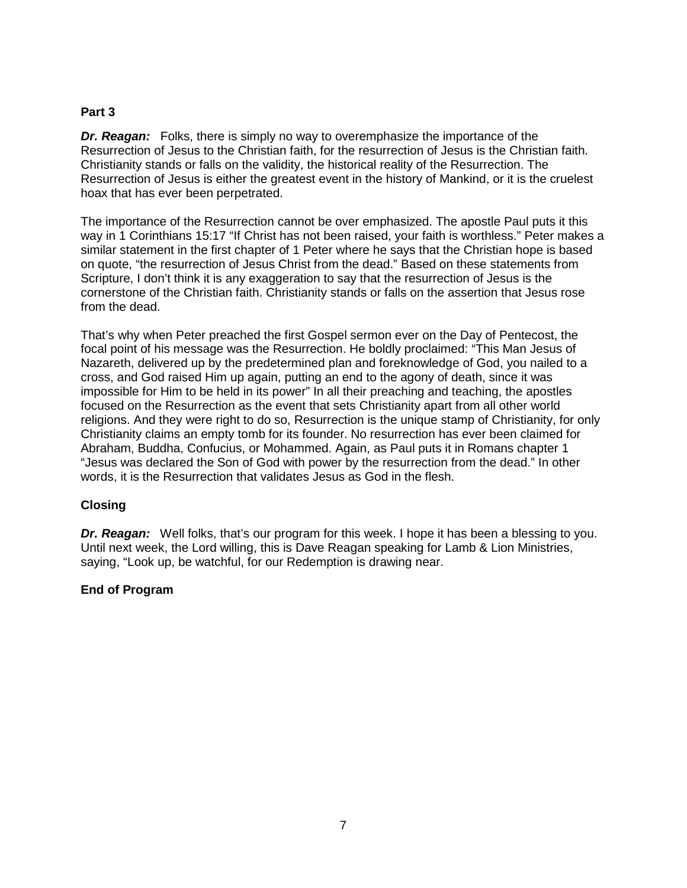**Part 3**

***Dr. Reagan:*** Folks, there is simply no way to overemphasize the importance of the Resurrection of Jesus to the Christian faith, for the resurrection of Jesus is the Christian faith. Christianity stands or falls on the validity, the historical reality of the Resurrection. The Resurrection of Jesus is either the greatest event in the history of Mankind, or it is the cruelest hoax that has ever been perpetrated.

The importance of the Resurrection cannot be over emphasized. The apostle Paul puts it this way in 1 Corinthians 15:17 "If Christ has not been raised, your faith is worthless." Peter makes a similar statement in the first chapter of 1 Peter where he says that the Christian hope is based on quote, "the resurrection of Jesus Christ from the dead." Based on these statements from Scripture, I don't think it is any exaggeration to say that the resurrection of Jesus is the cornerstone of the Christian faith. Christianity stands or falls on the assertion that Jesus rose from the dead.

That's why when Peter preached the first Gospel sermon ever on the Day of Pentecost, the focal point of his message was the Resurrection. He boldly proclaimed: "This Man Jesus of Nazareth, delivered up by the predetermined plan and foreknowledge of God, you nailed to a cross, and God raised Him up again, putting an end to the agony of death, since it was impossible for Him to be held in its power" In all their preaching and teaching, the apostles focused on the Resurrection as the event that sets Christianity apart from all other world religions. And they were right to do so, Resurrection is the unique stamp of Christianity, for only Christianity claims an empty tomb for its founder. No resurrection has ever been claimed for Abraham, Buddha, Confucius, or Mohammed. Again, as Paul puts it in Romans chapter 1 "Jesus was declared the Son of God with power by the resurrection from the dead." In other words, it is the Resurrection that validates Jesus as God in the flesh.

**Closing**

***Dr. Reagan:*** Well folks, that's our program for this week. I hope it has been a blessing to you. Until next week, the Lord willing, this is Dave Reagan speaking for Lamb & Lion Ministries, saying, "Look up, be watchful, for our Redemption is drawing near.

**End of Program**